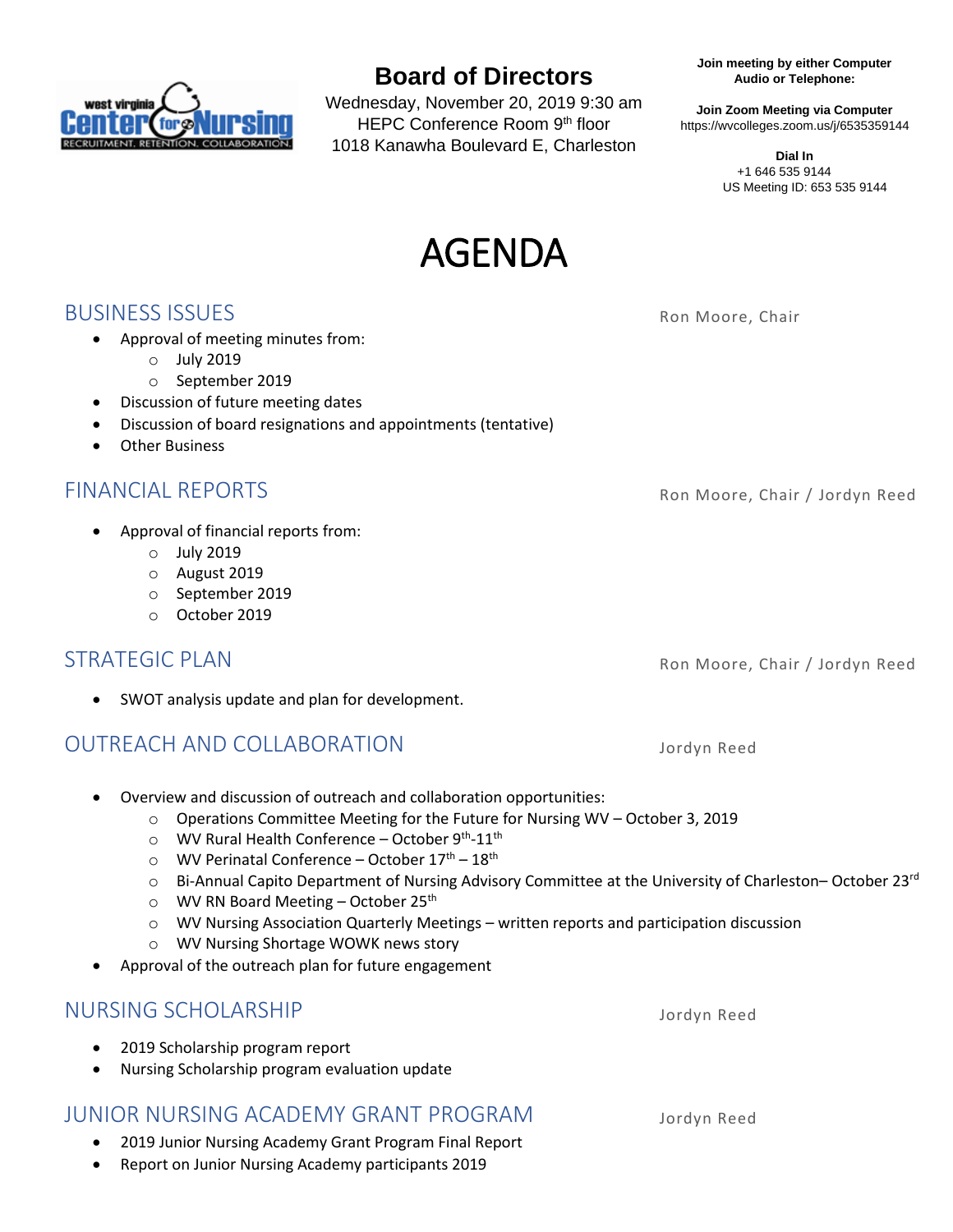# Board of Directors

Wednesday, November 20, 2019 9:30 am
HEPC Conference Room 9th floor
1018 Kanawha Boulevard E, Charleston

**Join meeting by either Computer Audio or Telephone:**

**Join Zoom Meeting via Computer**
https://wvcolleges.zoom.us/j/6535359144

**Dial In**
+1 646 535 9144
US Meeting ID: 653 535 9144

# AGENDA

## BUSINESS ISSUES

Ron Moore, Chair

- Approval of meeting minutes from:
  - July 2019
  - September 2019
- Discussion of future meeting dates
- Discussion of board resignations and appointments (tentative)
- Other Business

## FINANCIAL REPORTS

Ron Moore, Chair / Jordyn Reed

- Approval of financial reports from:
  - July 2019
  - August 2019
  - September 2019
  - October 2019

## STRATEGIC PLAN

Ron Moore, Chair / Jordyn Reed

- SWOT analysis update and plan for development.

## OUTREACH AND COLLABORATION

Jordyn Reed

- Overview and discussion of outreach and collaboration opportunities:
  - Operations Committee Meeting for the Future for Nursing WV – October 3, 2019
  - WV Rural Health Conference – October 9th-11th
  - WV Perinatal Conference – October 17th – 18th
  - Bi-Annual Capito Department of Nursing Advisory Committee at the University of Charleston– October 23rd
  - WV RN Board Meeting – October 25th
  - WV Nursing Association Quarterly Meetings – written reports and participation discussion
  - WV Nursing Shortage WOWK news story
- Approval of the outreach plan for future engagement

## NURSING SCHOLARSHIP

Jordyn Reed

- 2019 Scholarship program report
- Nursing Scholarship program evaluation update

## JUNIOR NURSING ACADEMY GRANT PROGRAM

Jordyn Reed

- 2019 Junior Nursing Academy Grant Program Final Report
- Report on Junior Nursing Academy participants 2019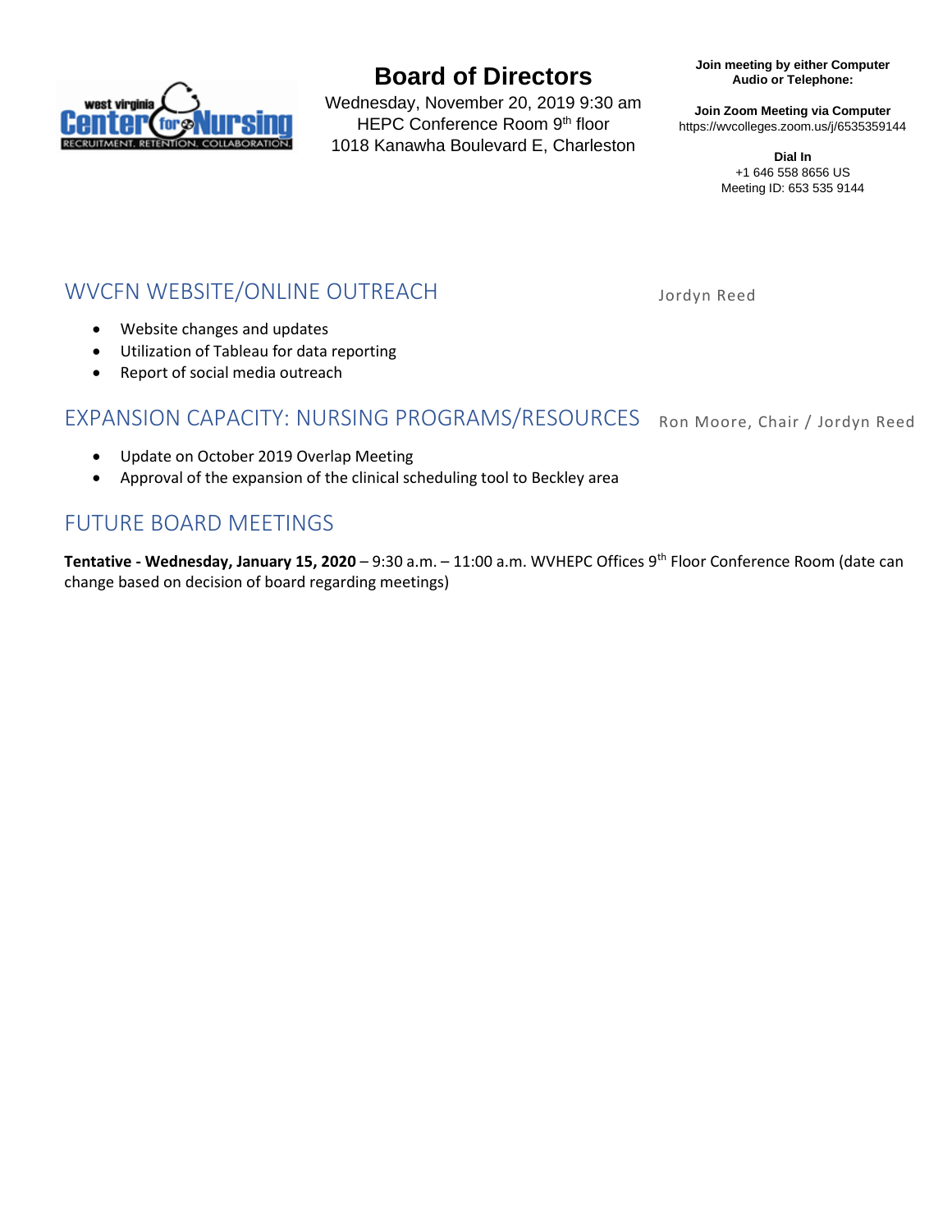# Board of Directors

Wednesday, November 20, 2019 9:30 am
HEPC Conference Room 9th floor
1018 Kanawha Boulevard E, Charleston

**Join meeting by either Computer Audio or Telephone:**

**Join Zoom Meeting via Computer**
https://wvcolleges.zoom.us/j/6535359144

**Dial In**
+1 646 558 8656 US
Meeting ID: 653 535 9144

## WVCFN WEBSITE/ONLINE OUTREACH

Jordyn Reed

- Website changes and updates
- Utilization of Tableau for data reporting
- Report of social media outreach

## EXPANSION CAPACITY: NURSING PROGRAMS/RESOURCES

Ron Moore, Chair / Jordyn Reed

- Update on October 2019 Overlap Meeting
- Approval of the expansion of the clinical scheduling tool to Beckley area

## FUTURE BOARD MEETINGS

**Tentative - Wednesday, January 15, 2020** – 9:30 a.m. – 11:00 a.m. WVHEPC Offices 9th Floor Conference Room (date can change based on decision of board regarding meetings)